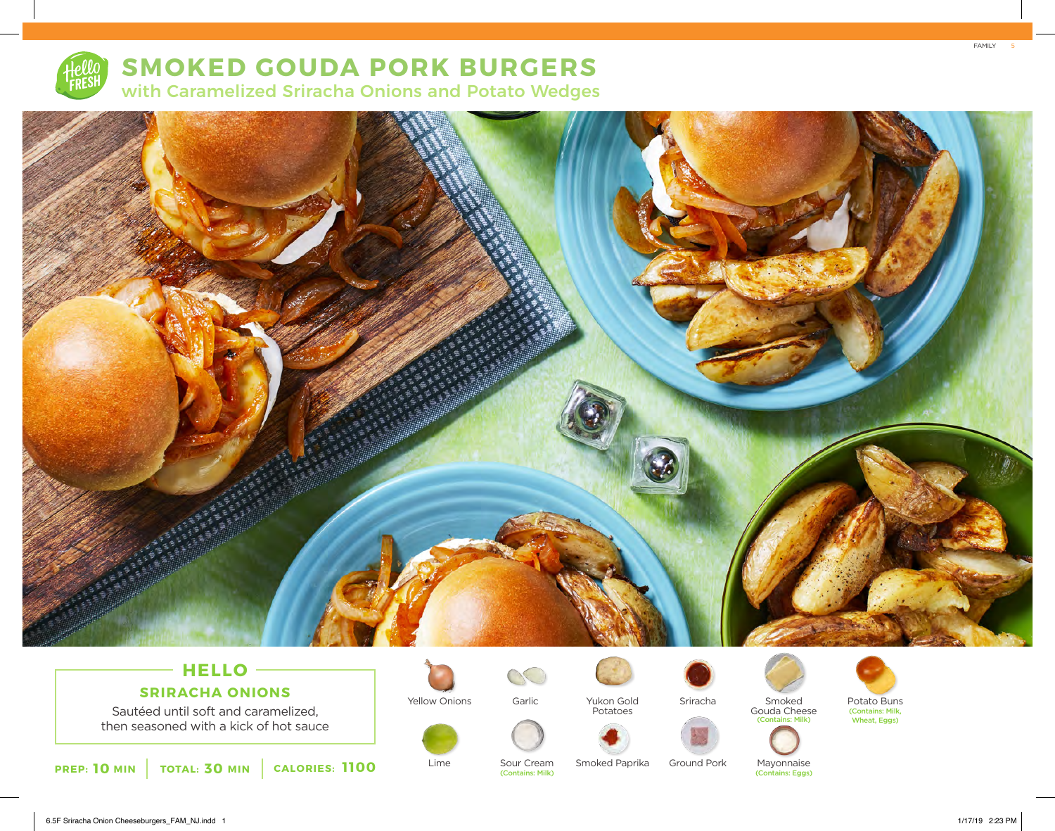# SMOKED GOUDA PORK BURGERS

## with Caramelized Sriracha Onions and Potato Wedges

### HELLO

**SRIRACHA ONIONS**

Sautéed until soft and caramelized, then seasoned with a kick of hot sauce

**PREP: 10 MIN** | **TOTAL: 30 MIN** | **CALORIES: 1100**

- Yellow Onions
- Garlic
- Yukon Gold Potatoes
- Sriracha
- Smoked Gouda Cheese (Contains: Milk)
- Potato Buns (Contains: Milk, Wheat, Eggs)
- Lime
- Sour Cream (Contains: Milk)
- Smoked Paprika
- Ground Pork
- Mayonnaise (Contains: Eggs)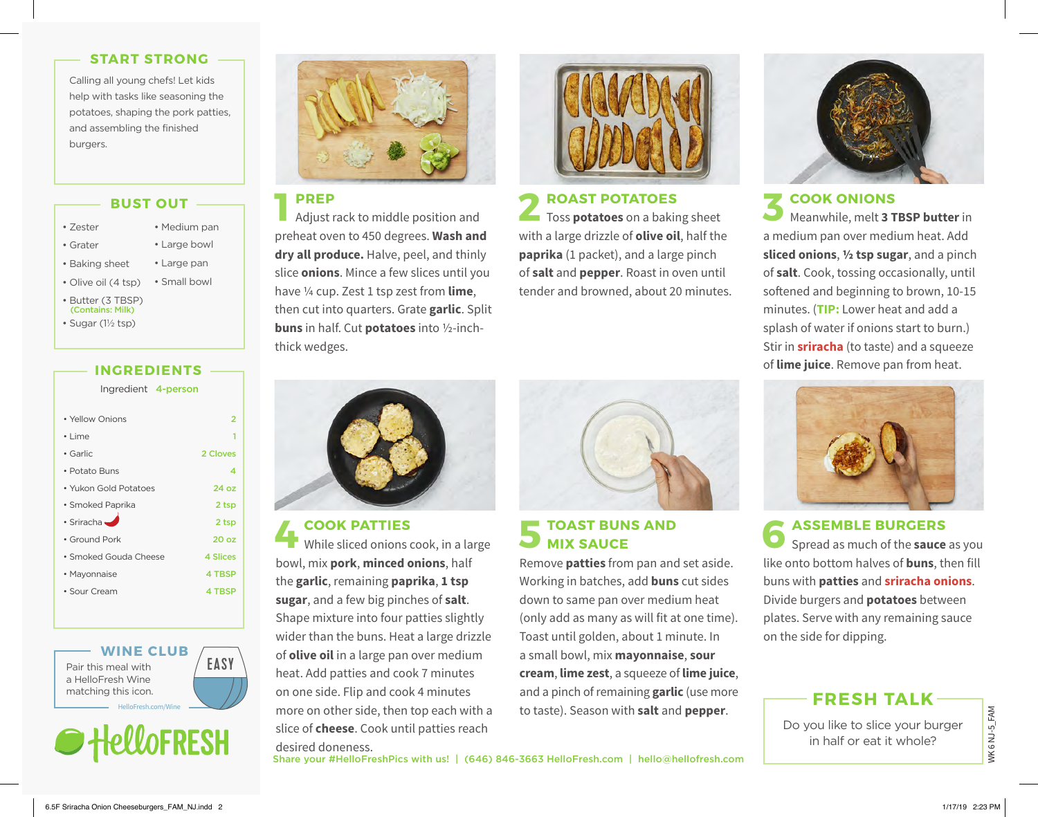## START STRONG

Calling all young chefs! Let kids help with tasks like seasoning the potatoes, shaping the pork patties, and assembling the finished burgers.

## BUST OUT

- Zester
- Grater
- Baking sheet
- Olive oil (4 tsp)
- Butter (3 TBSP) (Contains: Milk)
- Sugar (1½ tsp)
- Medium pan
- Large bowl
- Large pan
- Small bowl

## INGREDIENTS

| Ingredient | 4-person |
|---|---|
| Yellow Onions | 2 |
| Lime | 1 |
| Garlic | 2 Cloves |
| Potato Buns | 4 |
| Yukon Gold Potatoes | 24 oz |
| Smoked Paprika | 2 tsp |
| Sriracha | 2 tsp |
| Ground Pork | 20 oz |
| Smoked Gouda Cheese | 4 Slices |
| Mayonnaise | 4 TBSP |
| Sour Cream | 4 TBSP |

## WINE CLUB

Pair this meal with a HelloFresh Wine matching this icon.

EASY

HelloFresh.com/Wine

HelloFRESH

### 1 PREP

Adjust rack to middle position and preheat oven to 450 degrees. **Wash and dry all produce.** Halve, peel, and thinly slice **onions**. Mince a few slices until you have ¼ cup. Zest 1 tsp zest from **lime**, then cut into quarters. Grate **garlic**. Split **buns** in half. Cut **potatoes** into ½-inch-thick wedges.

### 2 ROAST POTATOES

Toss **potatoes** on a baking sheet with a large drizzle of **olive oil**, half the **paprika** (1 packet), and a large pinch of **salt** and **pepper**. Roast in oven until tender and browned, about 20 minutes.

### 3 COOK ONIONS

Meanwhile, melt **3 TBSP butter** in a medium pan over medium heat. Add **sliced onions**, **½ tsp sugar**, and a pinch of **salt**. Cook, tossing occasionally, until softened and beginning to brown, 10-15 minutes. (**TIP:** Lower heat and add a splash of water if onions start to burn.) Stir in **sriracha** (to taste) and a squeeze of **lime juice**. Remove pan from heat.

### 4 COOK PATTIES

While sliced onions cook, in a large bowl, mix **pork**, **minced onions**, half the **garlic**, remaining **paprika**, **1 tsp sugar**, and a few big pinches of **salt**. Shape mixture into four patties slightly wider than the buns. Heat a large drizzle of **olive oil** in a large pan over medium heat. Add patties and cook 7 minutes on one side. Flip and cook 4 minutes more on other side, then top each with a slice of **cheese**. Cook until patties reach desired doneness.

### 5 TOAST BUNS AND MIX SAUCE

Remove **patties** from pan and set aside. Working in batches, add **buns** cut sides down to same pan over medium heat (only add as many as will fit at one time). Toast until golden, about 1 minute. In a small bowl, mix **mayonnaise**, **sour cream**, **lime zest**, a squeeze of **lime juice**, and a pinch of remaining **garlic** (use more to taste). Season with **salt** and **pepper**.

### 6 ASSEMBLE BURGERS

Spread as much of the **sauce** as you like onto bottom halves of **buns**, then fill buns with **patties** and **sriracha onions**. Divide burgers and **potatoes** between plates. Serve with any remaining sauce on the side for dipping.

## FRESH TALK

Do you like to slice your burger in half or eat it whole?

Share your #HelloFreshPics with us! | (646) 846-3663 HelloFresh.com | hello@hellofresh.com

WK 6 NJ-5_FAM